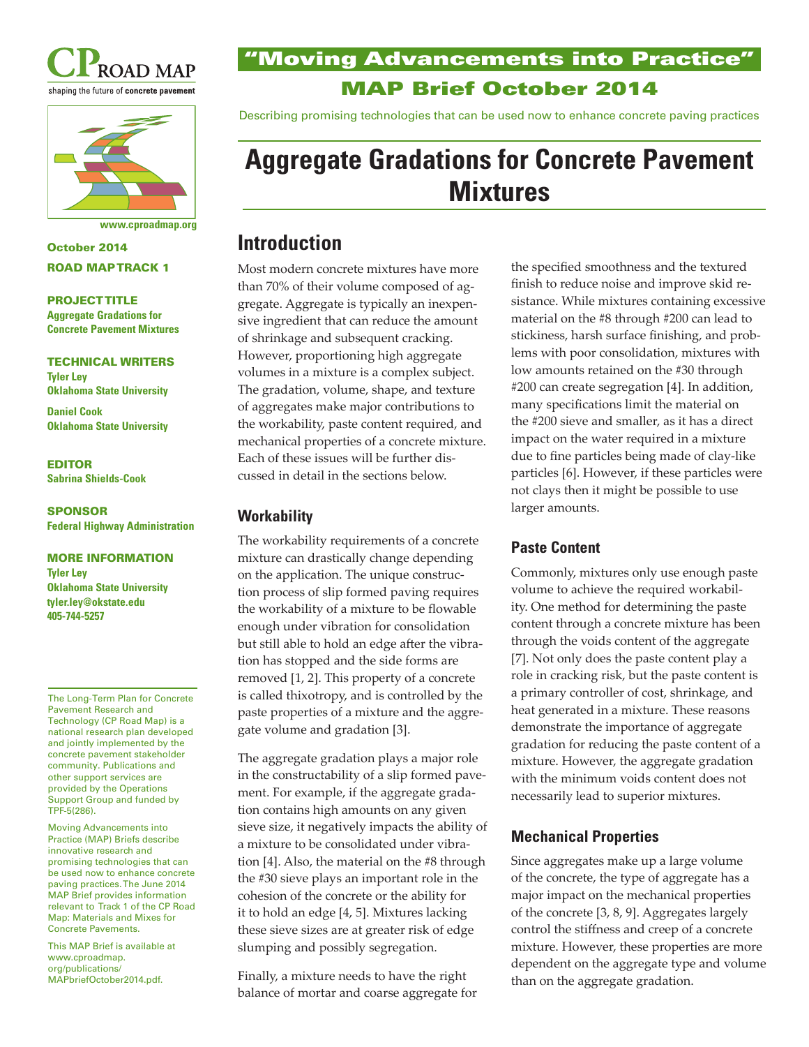CP ROAD MAP

shaping the future of concrete pavement

www.cproadmap.org

# "Moving Advancements into Practice"

## MAP Brief October 2014

Describing promising technologies that can be used now to enhance concrete paving practices

# Aggregate Gradations for Concrete Pavement Mixtures

**October 2014**

**ROAD MAP TRACK 1**

**PROJECT TITLE**
Aggregate Gradations for Concrete Pavement Mixtures

**TECHNICAL WRITERS**
Tyler Ley
Oklahoma State University

Daniel Cook
Oklahoma State University

**EDITOR**
Sabrina Shields-Cook

**SPONSOR**
Federal Highway Administration

**MORE INFORMATION**
Tyler Ley
Oklahoma State University
tyler.ley@okstate.edu
405-744-5257

The Long-Term Plan for Concrete Pavement Research and Technology (CP Road Map) is a national research plan developed and jointly implemented by the concrete pavement stakeholder community. Publications and other support services are provided by the Operations Support Group and funded by TPF-5(286).

Moving Advancements into Practice (MAP) Briefs describe innovative research and promising technologies that can be used now to enhance concrete paving practices. The June 2014 MAP Brief provides information relevant to Track 1 of the CP Road Map: Materials and Mixes for Concrete Pavements.

This MAP Brief is available at www.cproadmap.org/publications/MAPbriefOctober2014.pdf.

## Introduction

Most modern concrete mixtures have more than 70% of their volume composed of aggregate. Aggregate is typically an inexpensive ingredient that can reduce the amount of shrinkage and subsequent cracking. However, proportioning high aggregate volumes in a mixture is a complex subject. The gradation, volume, shape, and texture of aggregates make major contributions to the workability, paste content required, and mechanical properties of a concrete mixture. Each of these issues will be further discussed in detail in the sections below.

### Workability

The workability requirements of a concrete mixture can drastically change depending on the application. The unique construction process of slip formed paving requires the workability of a mixture to be flowable enough under vibration for consolidation but still able to hold an edge after the vibration has stopped and the side forms are removed [1, 2]. This property of a concrete is called thixotropy, and is controlled by the paste properties of a mixture and the aggregate volume and gradation [3].

The aggregate gradation plays a major role in the constructability of a slip formed pavement. For example, if the aggregate gradation contains high amounts on any given sieve size, it negatively impacts the ability of a mixture to be consolidated under vibration [4]. Also, the material on the #8 through the #30 sieve plays an important role in the cohesion of the concrete or the ability for it to hold an edge [4, 5]. Mixtures lacking these sieve sizes are at greater risk of edge slumping and possibly segregation.

Finally, a mixture needs to have the right balance of mortar and coarse aggregate for the specified smoothness and the textured finish to reduce noise and improve skid resistance. While mixtures containing excessive material on the #8 through #200 can lead to stickiness, harsh surface finishing, and problems with poor consolidation, mixtures with low amounts retained on the #30 through #200 can create segregation [4]. In addition, many specifications limit the material on the #200 sieve and smaller, as it has a direct impact on the water required in a mixture due to fine particles being made of clay-like particles [6]. However, if these particles were not clays then it might be possible to use larger amounts.

### Paste Content

Commonly, mixtures only use enough paste volume to achieve the required workability. One method for determining the paste content through a concrete mixture has been through the voids content of the aggregate [7]. Not only does the paste content play a role in cracking risk, but the paste content is a primary controller of cost, shrinkage, and heat generated in a mixture. These reasons demonstrate the importance of aggregate gradation for reducing the paste content of a mixture. However, the aggregate gradation with the minimum voids content does not necessarily lead to superior mixtures.

### Mechanical Properties

Since aggregates make up a large volume of the concrete, the type of aggregate has a major impact on the mechanical properties of the concrete [3, 8, 9]. Aggregates largely control the stiffness and creep of a concrete mixture. However, these properties are more dependent on the aggregate type and volume than on the aggregate gradation.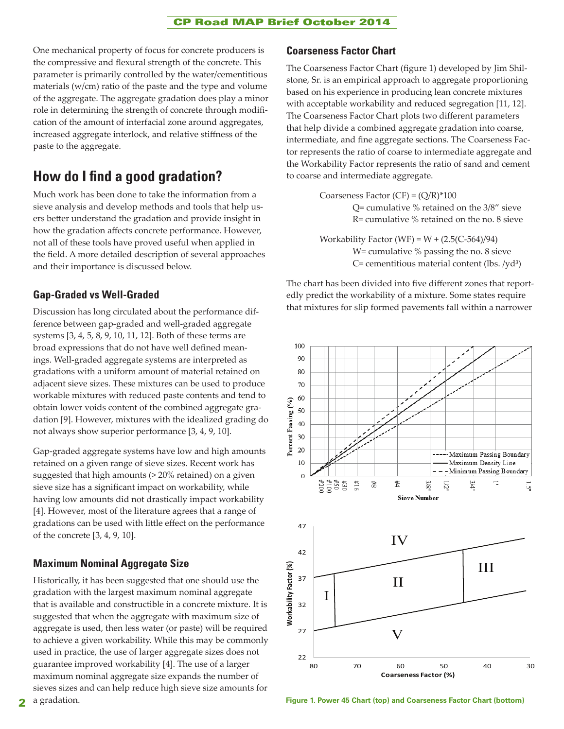One mechanical property of focus for concrete producers is the compressive and flexural strength of the concrete. This parameter is primarily controlled by the water/cementitious materials (w/cm) ratio of the paste and the type and volume of the aggregate. The aggregate gradation does play a minor role in determining the strength of concrete through modification of the amount of interfacial zone around aggregates, increased aggregate interlock, and relative stiffness of the paste to the aggregate.

## How do I find a good gradation?

Much work has been done to take the information from a sieve analysis and develop methods and tools that help users better understand the gradation and provide insight in how the gradation affects concrete performance. However, not all of these tools have proved useful when applied in the field. A more detailed description of several approaches and their importance is discussed below.

### Gap-Graded vs Well-Graded

Discussion has long circulated about the performance difference between gap-graded and well-graded aggregate systems [3, 4, 5, 8, 9, 10, 11, 12]. Both of these terms are broad expressions that do not have well defined meanings. Well-graded aggregate systems are interpreted as gradations with a uniform amount of material retained on adjacent sieve sizes. These mixtures can be used to produce workable mixtures with reduced paste contents and tend to obtain lower voids content of the combined aggregate gradation [9]. However, mixtures with the idealized grading do not always show superior performance [3, 4, 9, 10].

Gap-graded aggregate systems have low and high amounts retained on a given range of sieve sizes. Recent work has suggested that high amounts (> 20% retained) on a given sieve size has a significant impact on workability, while having low amounts did not drastically impact workability [4]. However, most of the literature agrees that a range of gradations can be used with little effect on the performance of the concrete [3, 4, 9, 10].

### Maximum Nominal Aggregate Size

Historically, it has been suggested that one should use the gradation with the largest maximum nominal aggregate that is available and constructible in a concrete mixture. It is suggested that when the aggregate with maximum size of aggregate is used, then less water (or paste) will be required to achieve a given workability. While this may be commonly used in practice, the use of larger aggregate sizes does not guarantee improved workability [4]. The use of a larger maximum nominal aggregate size expands the number of sieves sizes and can help reduce high sieve size amounts for a gradation.

### Coarseness Factor Chart

The Coarseness Factor Chart (figure 1) developed by Jim Shilstone, Sr. is an empirical approach to aggregate proportioning based on his experience in producing lean concrete mixtures with acceptable workability and reduced segregation [11, 12]. The Coarseness Factor Chart plots two different parameters that help divide a combined aggregate gradation into coarse, intermediate, and fine aggregate sections. The Coarseness Factor represents the ratio of coarse to intermediate aggregate and the Workability Factor represents the ratio of sand and cement to coarse and intermediate aggregate.

Coarseness Factor (CF) = $(Q/R)*100$

- Q= cumulative % retained on the 3/8" sieve
- R= cumulative % retained on the no. 8 sieve

Workability Factor (WF) = $W + (2.5(C-564)/94)$

- W= cumulative % passing the no. 8 sieve
- C= cementitious material content (lbs. /yd$^3$)

The chart has been divided into five different zones that reportedly predict the workability of a mixture. Some states require that mixtures for slip formed pavements fall within a narrower

Figure 1. Power 45 Chart (top) and Coarseness Factor Chart (bottom)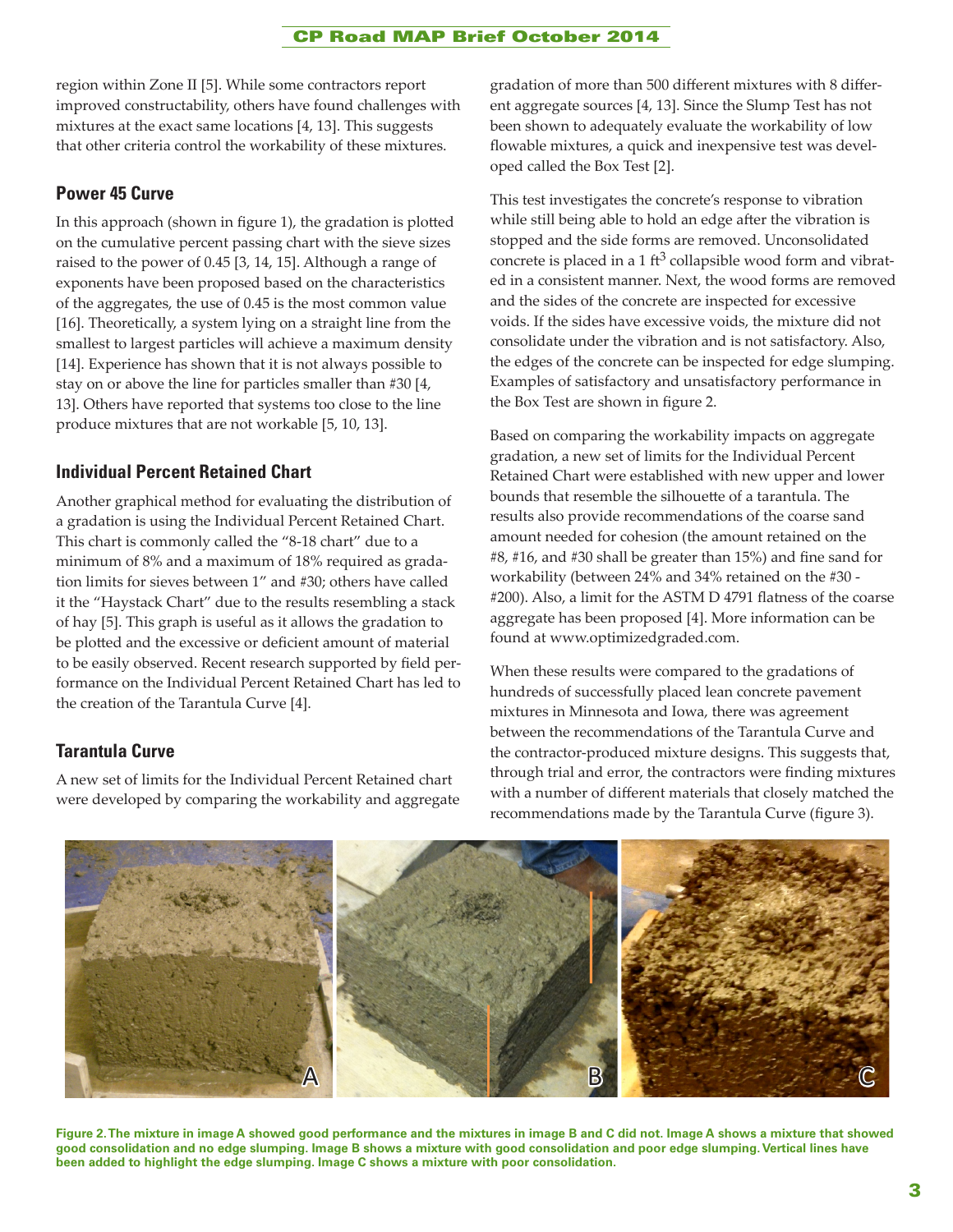region within Zone II [5]. While some contractors report improved constructability, others have found challenges with mixtures at the exact same locations [4, 13]. This suggests that other criteria control the workability of these mixtures.

### Power 45 Curve

In this approach (shown in figure 1), the gradation is plotted on the cumulative percent passing chart with the sieve sizes raised to the power of 0.45 [3, 14, 15]. Although a range of exponents have been proposed based on the characteristics of the aggregates, the use of 0.45 is the most common value [16]. Theoretically, a system lying on a straight line from the smallest to largest particles will achieve a maximum density [14]. Experience has shown that it is not always possible to stay on or above the line for particles smaller than #30 [4, 13]. Others have reported that systems too close to the line produce mixtures that are not workable [5, 10, 13].

### Individual Percent Retained Chart

Another graphical method for evaluating the distribution of a gradation is using the Individual Percent Retained Chart. This chart is commonly called the "8-18 chart" due to a minimum of 8% and a maximum of 18% required as gradation limits for sieves between 1" and #30; others have called it the "Haystack Chart" due to the results resembling a stack of hay [5]. This graph is useful as it allows the gradation to be plotted and the excessive or deficient amount of material to be easily observed. Recent research supported by field performance on the Individual Percent Retained Chart has led to the creation of the Tarantula Curve [4].

### Tarantula Curve

A new set of limits for the Individual Percent Retained chart were developed by comparing the workability and aggregate gradation of more than 500 different mixtures with 8 different aggregate sources [4, 13]. Since the Slump Test has not been shown to adequately evaluate the workability of low flowable mixtures, a quick and inexpensive test was developed called the Box Test [2].

This test investigates the concrete's response to vibration while still being able to hold an edge after the vibration is stopped and the side forms are removed. Unconsolidated concrete is placed in a 1 $ft^3$ collapsible wood form and vibrated in a consistent manner. Next, the wood forms are removed and the sides of the concrete are inspected for excessive voids. If the sides have excessive voids, the mixture did not consolidate under the vibration and is not satisfactory. Also, the edges of the concrete can be inspected for edge slumping. Examples of satisfactory and unsatisfactory performance in the Box Test are shown in figure 2.

Based on comparing the workability impacts on aggregate gradation, a new set of limits for the Individual Percent Retained Chart were established with new upper and lower bounds that resemble the silhouette of a tarantula. The results also provide recommendations of the coarse sand amount needed for cohesion (the amount retained on the #8, #16, and #30 shall be greater than 15%) and fine sand for workability (between 24% and 34% retained on the #30 - #200). Also, a limit for the ASTM D 4791 flatness of the coarse aggregate has been proposed [4]. More information can be found at www.optimizedgraded.com.

When these results were compared to the gradations of hundreds of successfully placed lean concrete pavement mixtures in Minnesota and Iowa, there was agreement between the recommendations of the Tarantula Curve and the contractor-produced mixture designs. This suggests that, through trial and error, the contractors were finding mixtures with a number of different materials that closely matched the recommendations made by the Tarantula Curve (figure 3).

**Figure 2. The mixture in image A showed good performance and the mixtures in image B and C did not. Image A shows a mixture that showed good consolidation and no edge slumping. Image B shows a mixture with good consolidation and poor edge slumping. Vertical lines have been added to highlight the edge slumping. Image C shows a mixture with poor consolidation.**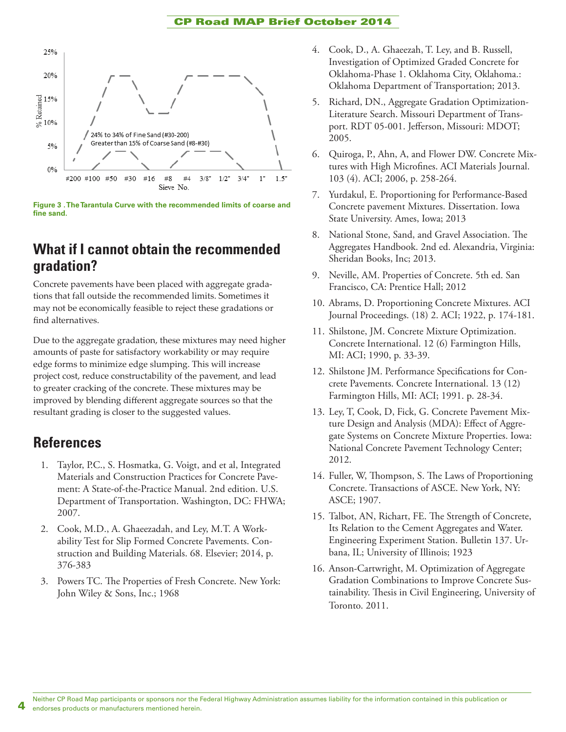25%
20%
15%
10%
5%
0%
% Retained
#200 #100 #50 #30 #16 #8 #4 3/8" 1/2" 3/4" 1" 1.5"
Sieve No.
24% to 34% of Fine Sand (#30-200)
Greater than 15% of Coarse Sand (#8-#30)

**Figure 3 . The Tarantula Curve with the recommended limits of coarse and fine sand.**

## What if I cannot obtain the recommended gradation?

Concrete pavements have been placed with aggregate gradations that fall outside the recommended limits. Sometimes it may not be economically feasible to reject these gradations or find alternatives.

Due to the aggregate gradation, these mixtures may need higher amounts of paste for satisfactory workability or may require edge forms to minimize edge slumping. This will increase project cost, reduce constructability of the pavement, and lead to greater cracking of the concrete. These mixtures may be improved by blending different aggregate sources so that the resultant grading is closer to the suggested values.

## References

1. Taylor, P.C., S. Hosmatka, G. Voigt, and et al, Integrated Materials and Construction Practices for Concrete Pavement: A State-of-the-Practice Manual. 2nd edition. U.S. Department of Transportation. Washington, DC: FHWA; 2007.
2. Cook, M.D., A. Ghaeezadah, and Ley, M.T. A Workability Test for Slip Formed Concrete Pavements. Construction and Building Materials. 68. Elsevier; 2014, p. 376-383
3. Powers TC. The Properties of Fresh Concrete. New York: John Wiley & Sons, Inc.; 1968
4. Cook, D., A. Ghaeezah, T. Ley, and B. Russell, Investigation of Optimized Graded Concrete for Oklahoma-Phase 1. Oklahoma City, Oklahoma.: Oklahoma Department of Transportation; 2013.
5. Richard, DN., Aggregate Gradation Optimization-Literature Search. Missouri Department of Transport. RDT 05-001. Jefferson, Missouri: MDOT; 2005.
6. Quiroga, P., Ahn, A, and Flower DW. Concrete Mixtures with High Microfines. ACI Materials Journal. 103 (4). ACI; 2006, p. 258-264.
7. Yurdakul, E. Proportioning for Performance-Based Concrete pavement Mixtures. Dissertation. Iowa State University. Ames, Iowa; 2013
8. National Stone, Sand, and Gravel Association. The Aggregates Handbook. 2nd ed. Alexandria, Virginia: Sheridan Books, Inc; 2013.
9. Neville, AM. Properties of Concrete. 5th ed. San Francisco, CA: Prentice Hall; 2012
10. Abrams, D. Proportioning Concrete Mixtures. ACI Journal Proceedings. (18) 2. ACI; 1922, p. 174-181.
11. Shilstone, JM. Concrete Mixture Optimization. Concrete International. 12 (6) Farmington Hills, MI: ACI; 1990, p. 33-39.
12. Shilstone JM. Performance Specifications for Concrete Pavements. Concrete International. 13 (12) Farmington Hills, MI: ACI; 1991. p. 28-34.
13. Ley, T, Cook, D, Fick, G. Concrete Pavement Mixture Design and Analysis (MDA): Effect of Aggregate Systems on Concrete Mixture Properties. Iowa: National Concrete Pavement Technology Center; 2012.
14. Fuller, W, Thompson, S. The Laws of Proportioning Concrete. Transactions of ASCE. New York, NY: ASCE; 1907.
15. Talbot, AN, Richart, FE. The Strength of Concrete, Its Relation to the Cement Aggregates and Water. Engineering Experiment Station. Bulletin 137. Urbana, IL; University of Illinois; 1923
16. Anson-Cartwright, M. Optimization of Aggregate Gradation Combinations to Improve Concrete Sustainability. Thesis in Civil Engineering, University of Toronto. 2011.

Neither CP Road Map participants or sponsors nor the Federal Highway Administration assumes liability for the information contained in this publication or endorses products or manufacturers mentioned herein.